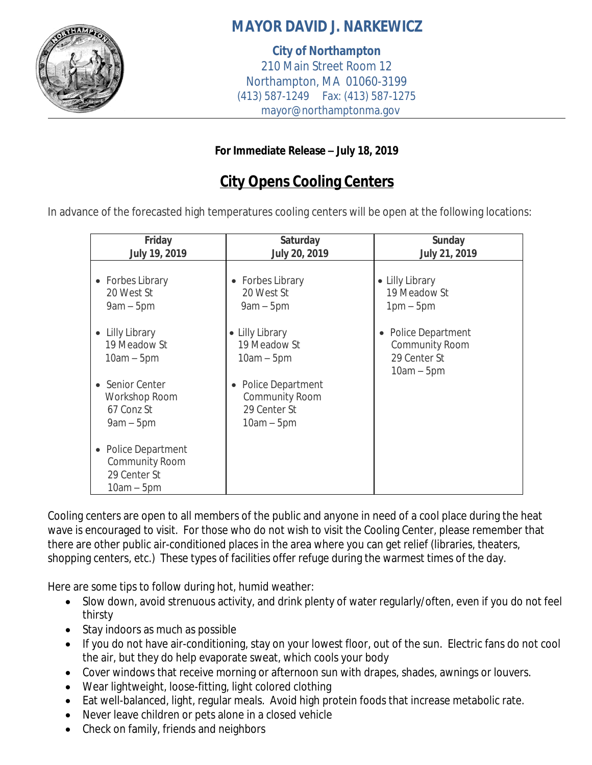# MAYOR DAVID J. NARKEWICZ

**City of Northampton**
210 Main Street Room 12
Northampton, MA 01060-3199
(413) 587-1249 Fax: (413) 587-1275
mayor@northamptonma.gov

**For Immediate Release – July 18, 2019**

## City Opens Cooling Centers

In advance of the forecasted high temperatures cooling centers will be open at the following locations:

| Friday<br>July 19, 2019 | Saturday<br>July 20, 2019 | Sunday<br>July 21, 2019 |
|---|---|---|
| • Forbes Library<br>20 West St<br>9am – 5pm<br><br>• Lilly Library<br>19 Meadow St<br>10am – 5pm<br><br>• Senior Center<br>Workshop Room<br>67 Conz St<br>9am – 5pm<br><br>• Police Department<br>Community Room<br>29 Center St<br>10am – 5pm | • Forbes Library<br>20 West St<br>9am – 5pm<br><br>• Lilly Library<br>19 Meadow St<br>10am – 5pm<br><br>• Police Department<br>Community Room<br>29 Center St<br>10am – 5pm | • Lilly Library<br>19 Meadow St<br>1pm – 5pm<br><br>• Police Department<br>Community Room<br>29 Center St<br>10am – 5pm |

Cooling centers are open to all members of the public and anyone in need of a cool place during the heat wave is encouraged to visit. For those who do not wish to visit the Cooling Center, please remember that there are other public air-conditioned places in the area where you can get relief (libraries, theaters, shopping centers, etc.) These types of facilities offer refuge during the warmest times of the day.

Here are some tips to follow during hot, humid weather:

- Slow down, avoid strenuous activity, and drink plenty of water regularly/often, even if you do not feel thirsty
- Stay indoors as much as possible
- If you do not have air-conditioning, stay on your lowest floor, out of the sun. Electric fans do not cool the air, but they do help evaporate sweat, which cools your body
- Cover windows that receive morning or afternoon sun with drapes, shades, awnings or louvers.
- Wear lightweight, loose-fitting, light colored clothing
- Eat well-balanced, light, regular meals. Avoid high protein foods that increase metabolic rate.
- Never leave children or pets alone in a closed vehicle
- Check on family, friends and neighbors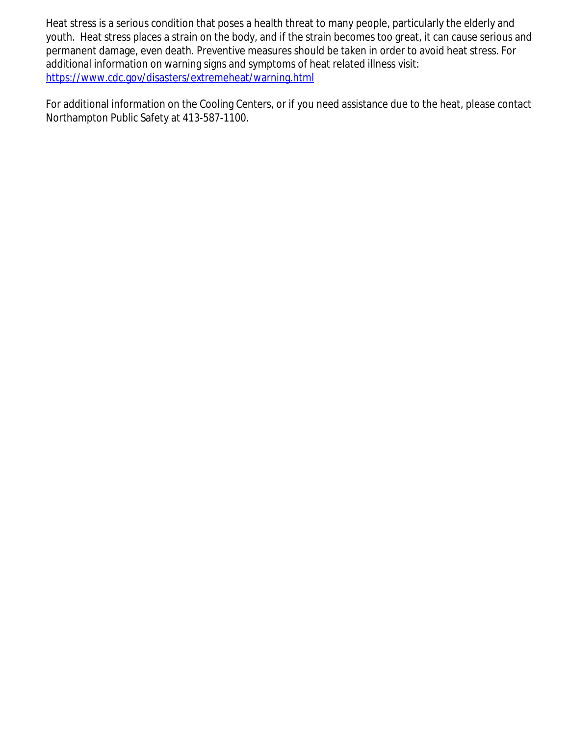Heat stress is a serious condition that poses a health threat to many people, particularly the elderly and youth. Heat stress places a strain on the body, and if the strain becomes too great, it can cause serious and permanent damage, even death. Preventive measures should be taken in order to avoid heat stress. For additional information on warning signs and symptoms of heat related illness visit: https://www.cdc.gov/disasters/extremeheat/warning.html

For additional information on the Cooling Centers, or if you need assistance due to the heat, please contact Northampton Public Safety at 413-587-1100.